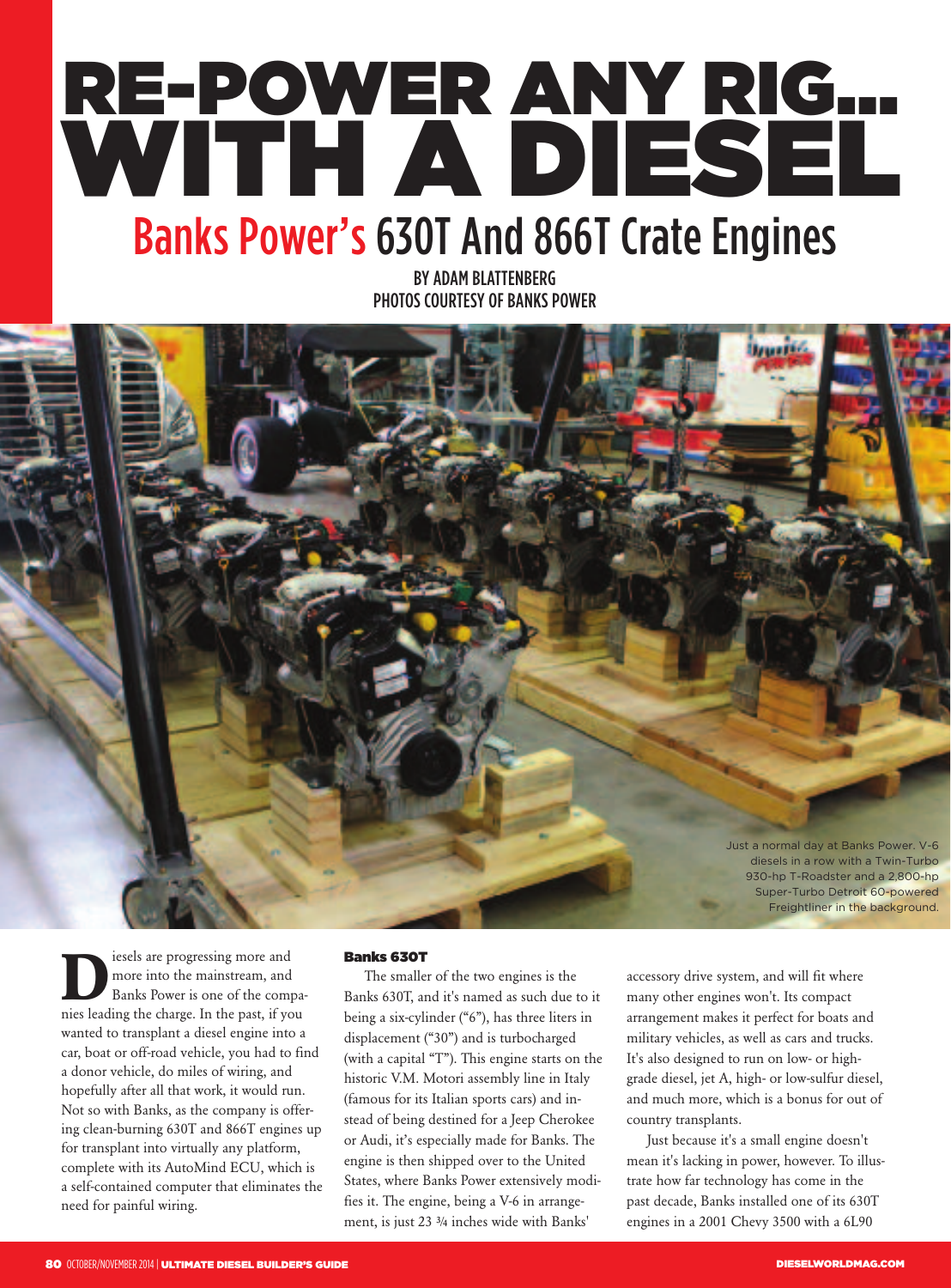# RE-POWER ANY RIG... WITH A DIESEL

## Banks Power's 630T And 866T Crate Engines

BY ADAM BLATTENBERG
PHOTOS COURTESY OF BANKS POWER

Just a normal day at Banks Power. V-6 diesels in a row with a Twin-Turbo 930-hp T-Roadster and a 2,800-hp Super-Turbo Detroit 60-powered Freightliner in the background.

Diesels are progressing more and more into the mainstream, and Banks Power is one of the companies leading the charge. In the past, if you wanted to transplant a diesel engine into a car, boat or off-road vehicle, you had to find a donor vehicle, do miles of wiring, and hopefully after all that work, it would run. Not so with Banks, as the company is offering clean-burning 630T and 866T engines up for transplant into virtually any platform, complete with its AutoMind ECU, which is a self-contained computer that eliminates the need for painful wiring.

### Banks 630T

The smaller of the two engines is the Banks 630T, and it's named as such due to it being a six-cylinder ("6"), has three liters in displacement ("30") and is turbocharged (with a capital "T"). This engine starts on the historic V.M. Motori assembly line in Italy (famous for its Italian sports cars) and instead of being destined for a Jeep Cherokee or Audi, it's especially made for Banks. The engine is then shipped over to the United States, where Banks Power extensively modifies it. The engine, being a V-6 in arrangement, is just 23 ¾ inches wide with Banks' accessory drive system, and will fit where many other engines won't. Its compact arrangement makes it perfect for boats and military vehicles, as well as cars and trucks. It's also designed to run on low- or high-grade diesel, jet A, high- or low-sulfur diesel, and much more, which is a bonus for out of country transplants.

Just because it's a small engine doesn't mean it's lacking in power, however. To illustrate how far technology has come in the past decade, Banks installed one of its 630T engines in a 2001 Chevy 3500 with a 6L90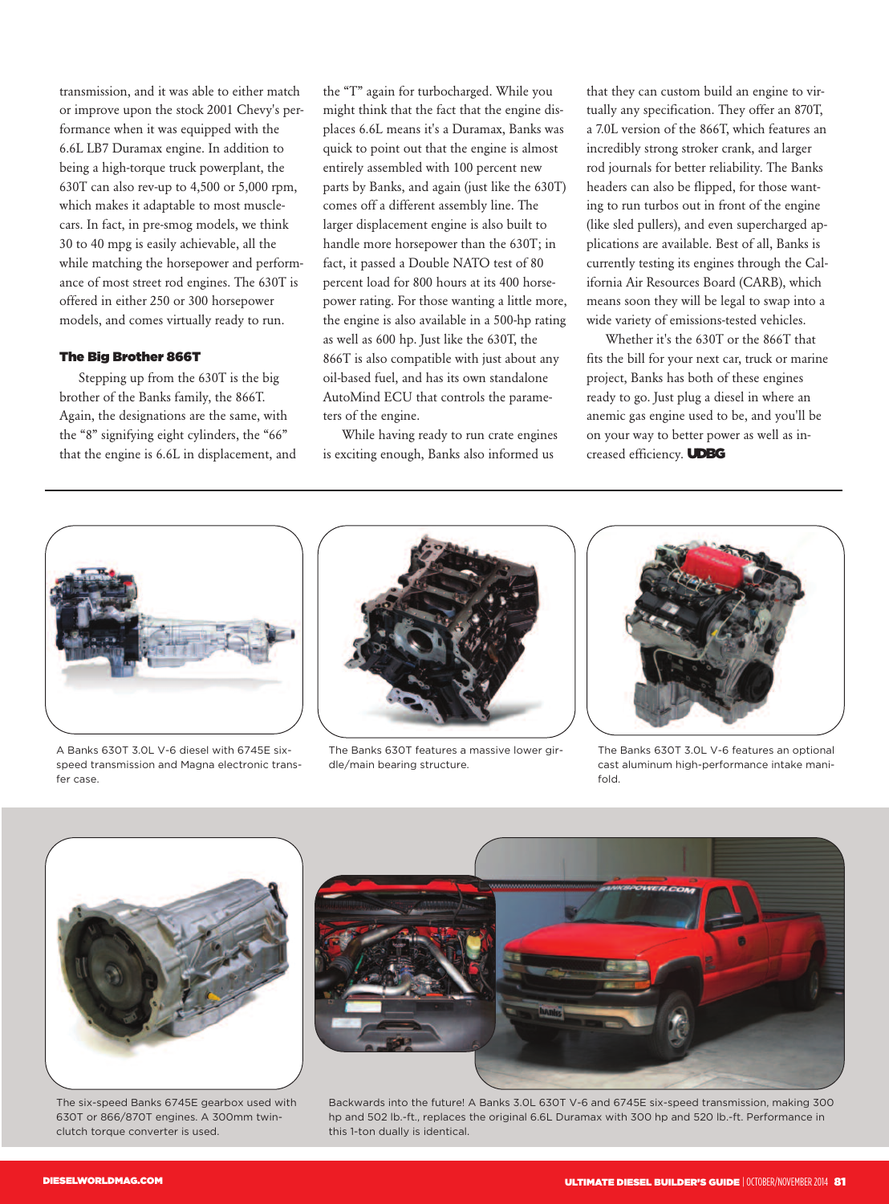transmission, and it was able to either match or improve upon the stock 2001 Chevy's performance when it was equipped with the 6.6L LB7 Duramax engine. In addition to being a high-torque truck powerplant, the 630T can also rev-up to 4,500 or 5,000 rpm, which makes it adaptable to most musclecars. In fact, in pre-smog models, we think 30 to 40 mpg is easily achievable, all the while matching the horsepower and performance of most street rod engines. The 630T is offered in either 250 or 300 horsepower models, and comes virtually ready to run.

### The Big Brother 866T

Stepping up from the 630T is the big brother of the Banks family, the 866T. Again, the designations are the same, with the "8" signifying eight cylinders, the "66" that the engine is 6.6L in displacement, and the "T" again for turbocharged. While you might think that the fact that the engine displaces 6.6L means it's a Duramax, Banks was quick to point out that the engine is almost entirely assembled with 100 percent new parts by Banks, and again (just like the 630T) comes off a different assembly line. The larger displacement engine is also built to handle more horsepower than the 630T; in fact, it passed a Double NATO test of 80 percent load for 800 hours at its 400 horsepower rating. For those wanting a little more, the engine is also available in a 500-hp rating as well as 600 hp. Just like the 630T, the 866T is also compatible with just about any oil-based fuel, and has its own standalone AutoMind ECU that controls the parameters of the engine.

While having ready to run crate engines is exciting enough, Banks also informed us that they can custom build an engine to virtually any specification. They offer an 870T, a 7.0L version of the 866T, which features an incredibly strong stroker crank, and larger rod journals for better reliability. The Banks headers can also be flipped, for those wanting to run turbos out in front of the engine (like sled pullers), and even supercharged applications are available. Best of all, Banks is currently testing its engines through the California Air Resources Board (CARB), which means soon they will be legal to swap into a wide variety of emissions-tested vehicles.

Whether it's the 630T or the 866T that fits the bill for your next car, truck or marine project, Banks has both of these engines ready to go. Just plug a diesel in where an anemic gas engine used to be, and you'll be on your way to better power as well as increased efficiency. **UDBG**

A Banks 630T 3.0L V-6 diesel with 6745E six-speed transmission and Magna electronic transfer case.

The Banks 630T features a massive lower girdle/main bearing structure.

The Banks 630T 3.0L V-6 features an optional cast aluminum high-performance intake manifold.

The six-speed Banks 6745E gearbox used with 630T or 866/870T engines. A 300mm twin-clutch torque converter is used.

Backwards into the future! A Banks 3.0L 630T V-6 and 6745E six-speed transmission, making 300 hp and 502 lb.-ft., replaces the original 6.6L Duramax with 300 hp and 520 lb.-ft. Performance in this 1-ton dually is identical.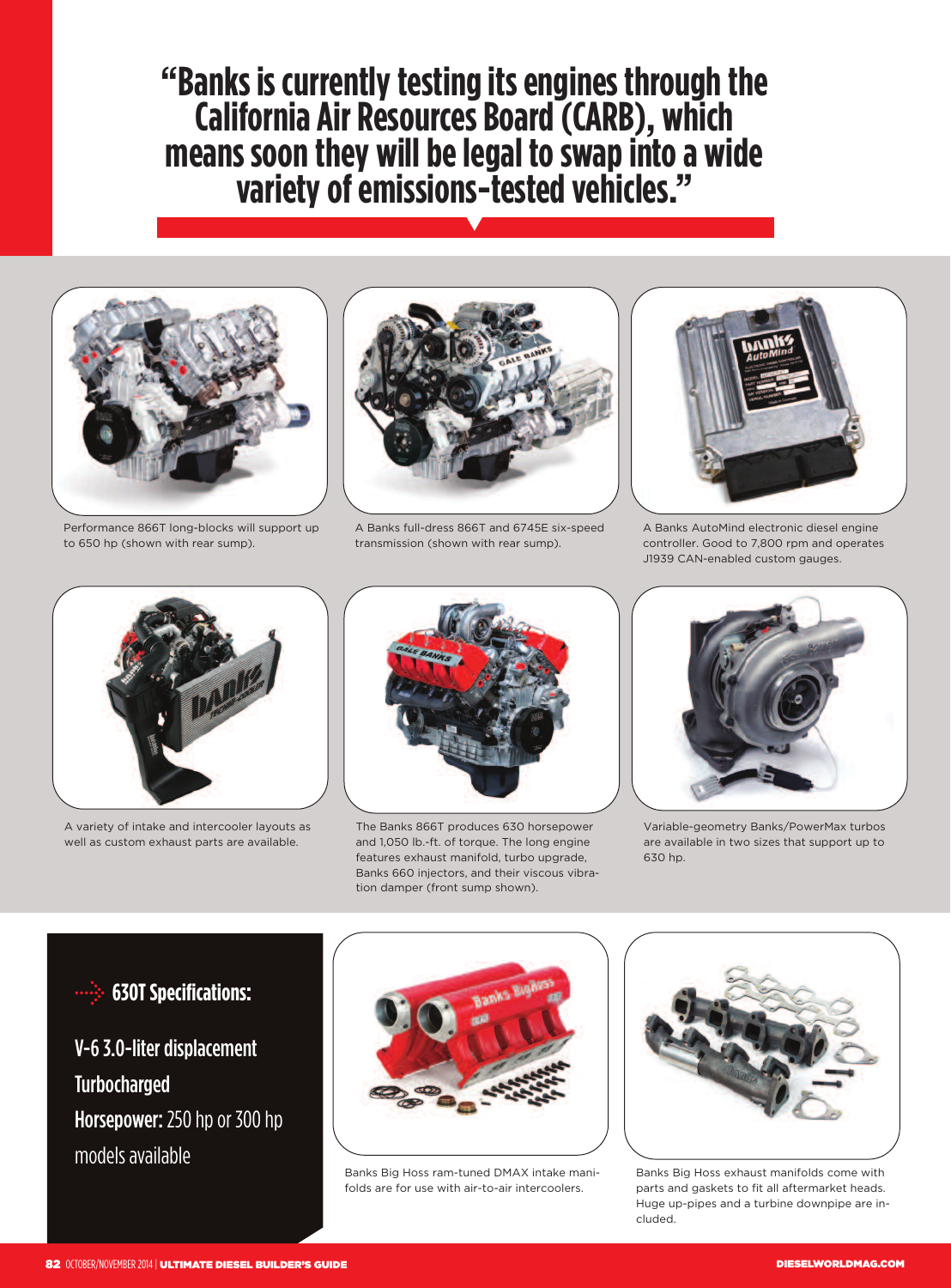## "Banks is currently testing its engines through the California Air Resources Board (CARB), which means soon they will be legal to swap into a wide variety of emissions-tested vehicles."

Performance 866T long-blocks will support up to 650 hp (shown with rear sump).

A Banks full-dress 866T and 6745E six-speed transmission (shown with rear sump).

A Banks AutoMind electronic diesel engine controller. Good to 7,800 rpm and operates J1939 CAN-enabled custom gauges.

A variety of intake and intercooler layouts as well as custom exhaust parts are available.

The Banks 866T produces 630 horsepower and 1,050 lb.-ft. of torque. The long engine features exhaust manifold, turbo upgrade, Banks 660 injectors, and their viscous vibration damper (front sump shown).

Variable-geometry Banks/PowerMax turbos are available in two sizes that support up to 630 hp.

### 630T Specifications:

**V-6 3.0-liter displacement**

**Turbocharged**

**Horsepower:** 250 hp or 300 hp models available

Banks Big Hoss ram-tuned DMAX intake manifolds are for use with air-to-air intercoolers.

Banks Big Hoss exhaust manifolds come with parts and gaskets to fit all aftermarket heads. Huge up-pipes and a turbine downpipe are included.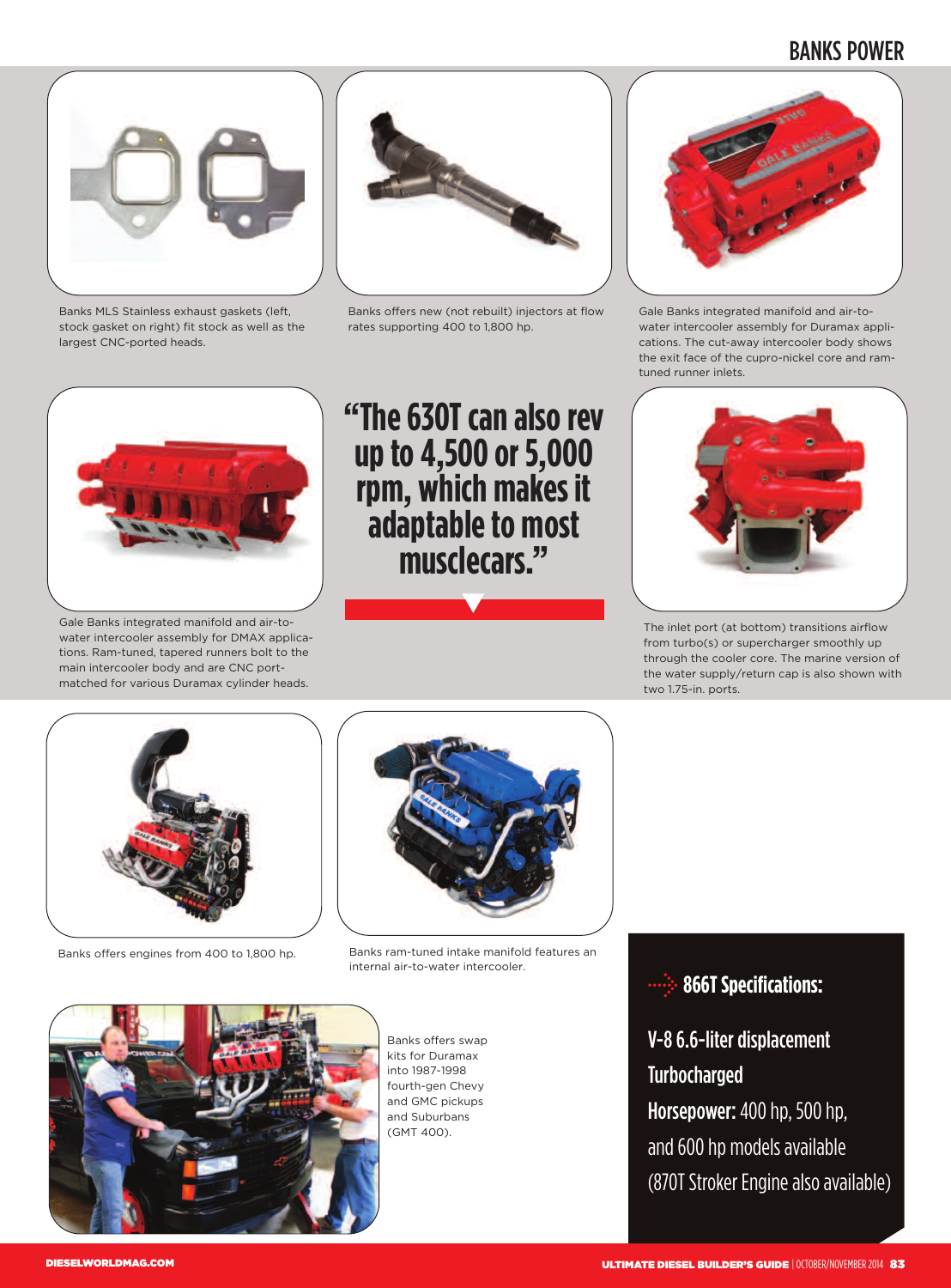Banks MLS Stainless exhaust gaskets (left, stock gasket on right) fit stock as well as the largest CNC-ported heads.

Banks offers new (not rebuilt) injectors at flow rates supporting 400 to 1,800 hp.

Gale Banks integrated manifold and air-to-water intercooler assembly for Duramax applications. The cut-away intercooler body shows the exit face of the cupro-nickel core and ram-tuned runner inlets.

Gale Banks integrated manifold and air-to-water intercooler assembly for DMAX applications. Ram-tuned, tapered runners bolt to the main intercooler body and are CNC port-matched for various Duramax cylinder heads.

**"The 630T can also rev up to 4,500 or 5,000 rpm, which makes it adaptable to most musclecars."**

The inlet port (at bottom) transitions airflow from turbo(s) or supercharger smoothly up through the cooler core. The marine version of the water supply/return cap is also shown with two 1.75-in. ports.

Banks offers engines from 400 to 1,800 hp.

Banks ram-tuned intake manifold features an internal air-to-water intercooler.

Banks offers swap kits for Duramax into 1987-1998 fourth-gen Chevy and GMC pickups and Suburbans (GMT 400).

### 866T Specifications:

V-8 6.6-liter displacement

Turbocharged

**Horsepower:** 400 hp, 500 hp, and 600 hp models available (870T Stroker Engine also available)